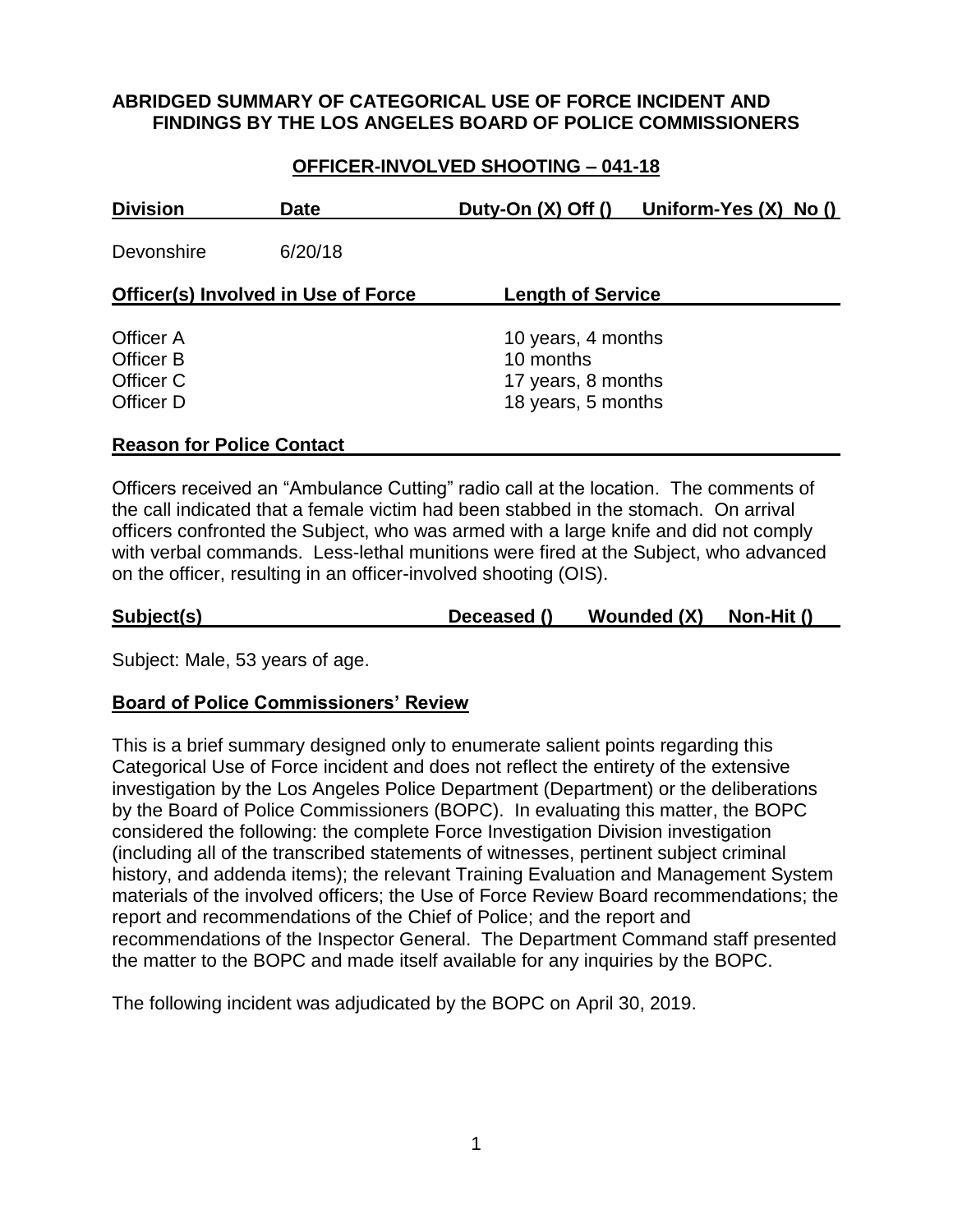# ABRIDGED SUMMARY OF CATEGORICAL USE OF FORCE INCIDENT AND FINDINGS BY THE LOS ANGELES BOARD OF POLICE COMMISSIONERS

## OFFICER-INVOLVED SHOOTING – 041-18

| Division | Date | Duty-On (X) Off () | Uniform-Yes (X) No () |
|---|---|---|---|
| Devonshire | 6/20/18 | | |

| Officer(s) Involved in Use of Force | Length of Service |
|---|---|
| Officer A | 10 years, 4 months |
| Officer B | 10 months |
| Officer C | 17 years, 8 months |
| Officer D | 18 years, 5 months |

**Reason for Police Contact**

Officers received an "Ambulance Cutting" radio call at the location. The comments of the call indicated that a female victim had been stabbed in the stomach. On arrival officers confronted the Subject, who was armed with a large knife and did not comply with verbal commands. Less-lethal munitions were fired at the Subject, who advanced on the officer, resulting in an officer-involved shooting (OIS).

| Subject(s) | Deceased () | Wounded (X) | Non-Hit () |
|---|---|---|---|

Subject: Male, 53 years of age.

**Board of Police Commissioners' Review**

This is a brief summary designed only to enumerate salient points regarding this Categorical Use of Force incident and does not reflect the entirety of the extensive investigation by the Los Angeles Police Department (Department) or the deliberations by the Board of Police Commissioners (BOPC). In evaluating this matter, the BOPC considered the following: the complete Force Investigation Division investigation (including all of the transcribed statements of witnesses, pertinent subject criminal history, and addenda items); the relevant Training Evaluation and Management System materials of the involved officers; the Use of Force Review Board recommendations; the report and recommendations of the Chief of Police; and the report and recommendations of the Inspector General. The Department Command staff presented the matter to the BOPC and made itself available for any inquiries by the BOPC.

The following incident was adjudicated by the BOPC on April 30, 2019.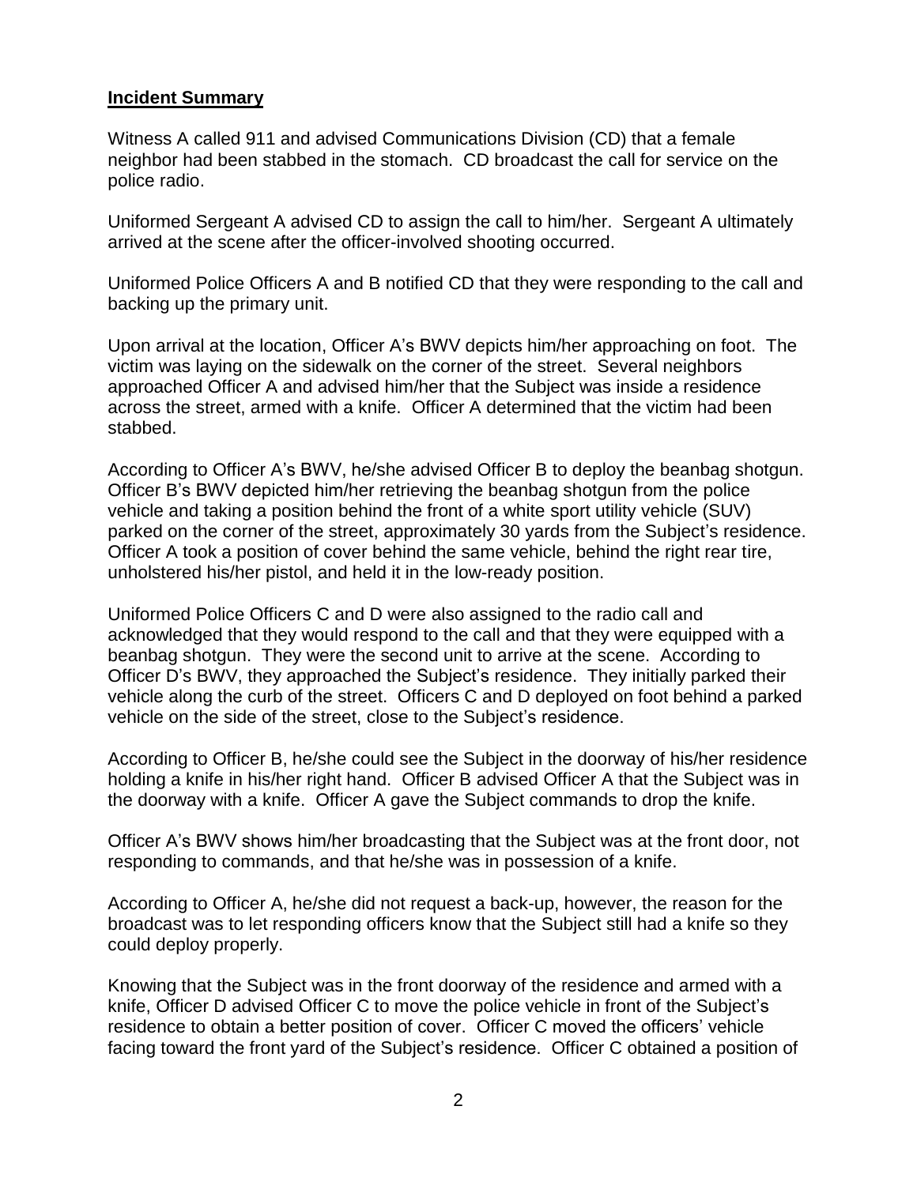**Incident Summary**

Witness A called 911 and advised Communications Division (CD) that a female neighbor had been stabbed in the stomach. CD broadcast the call for service on the police radio.

Uniformed Sergeant A advised CD to assign the call to him/her. Sergeant A ultimately arrived at the scene after the officer-involved shooting occurred.

Uniformed Police Officers A and B notified CD that they were responding to the call and backing up the primary unit.

Upon arrival at the location, Officer A's BWV depicts him/her approaching on foot. The victim was laying on the sidewalk on the corner of the street. Several neighbors approached Officer A and advised him/her that the Subject was inside a residence across the street, armed with a knife. Officer A determined that the victim had been stabbed.

According to Officer A's BWV, he/she advised Officer B to deploy the beanbag shotgun. Officer B's BWV depicted him/her retrieving the beanbag shotgun from the police vehicle and taking a position behind the front of a white sport utility vehicle (SUV) parked on the corner of the street, approximately 30 yards from the Subject's residence. Officer A took a position of cover behind the same vehicle, behind the right rear tire, unholstered his/her pistol, and held it in the low-ready position.

Uniformed Police Officers C and D were also assigned to the radio call and acknowledged that they would respond to the call and that they were equipped with a beanbag shotgun. They were the second unit to arrive at the scene. According to Officer D's BWV, they approached the Subject's residence. They initially parked their vehicle along the curb of the street. Officers C and D deployed on foot behind a parked vehicle on the side of the street, close to the Subject's residence.

According to Officer B, he/she could see the Subject in the doorway of his/her residence holding a knife in his/her right hand. Officer B advised Officer A that the Subject was in the doorway with a knife. Officer A gave the Subject commands to drop the knife.

Officer A's BWV shows him/her broadcasting that the Subject was at the front door, not responding to commands, and that he/she was in possession of a knife.

According to Officer A, he/she did not request a back-up, however, the reason for the broadcast was to let responding officers know that the Subject still had a knife so they could deploy properly.

Knowing that the Subject was in the front doorway of the residence and armed with a knife, Officer D advised Officer C to move the police vehicle in front of the Subject's residence to obtain a better position of cover. Officer C moved the officers' vehicle facing toward the front yard of the Subject's residence. Officer C obtained a position of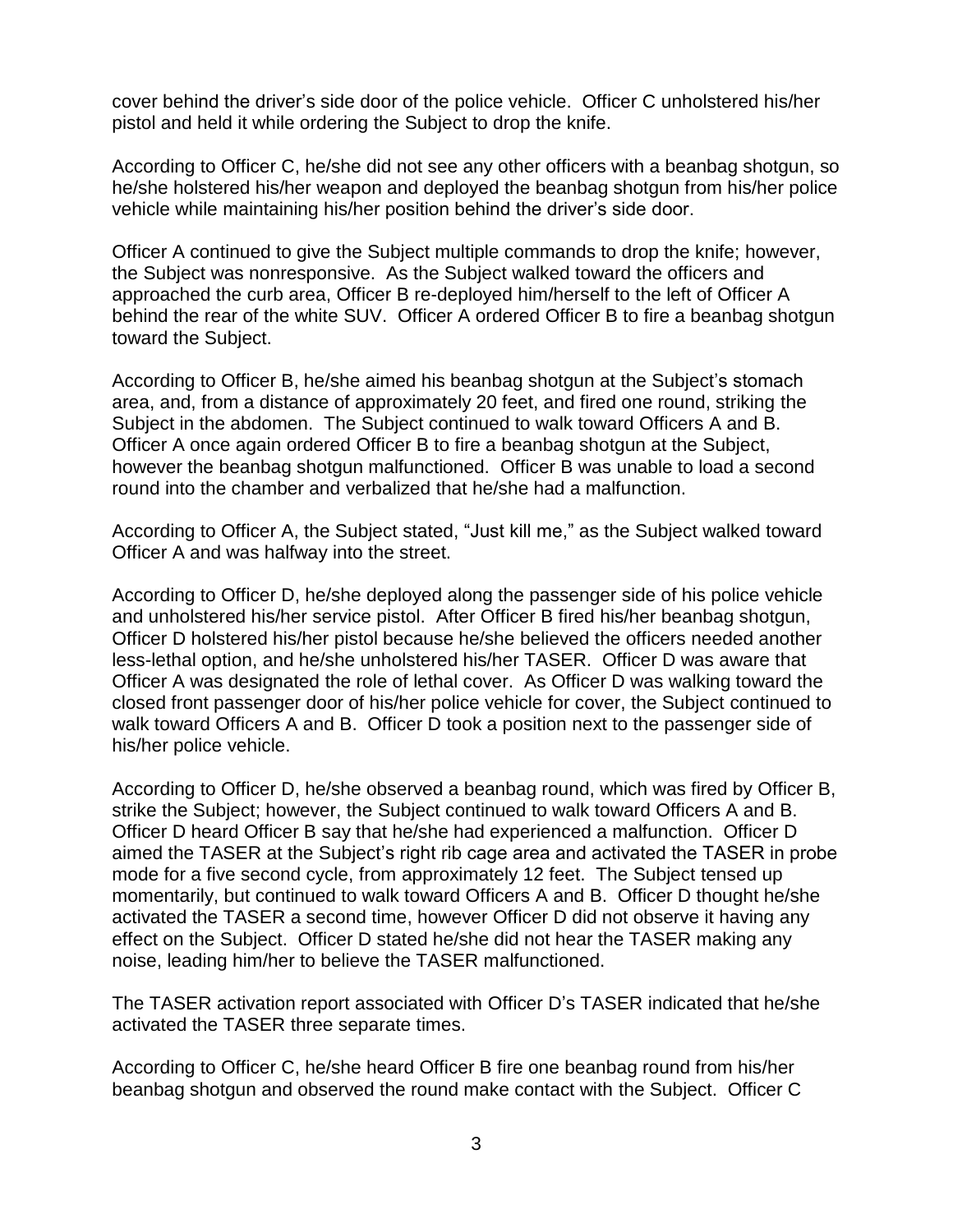cover behind the driver's side door of the police vehicle. Officer C unholstered his/her pistol and held it while ordering the Subject to drop the knife.

According to Officer C, he/she did not see any other officers with a beanbag shotgun, so he/she holstered his/her weapon and deployed the beanbag shotgun from his/her police vehicle while maintaining his/her position behind the driver's side door.

Officer A continued to give the Subject multiple commands to drop the knife; however, the Subject was nonresponsive. As the Subject walked toward the officers and approached the curb area, Officer B re-deployed him/herself to the left of Officer A behind the rear of the white SUV. Officer A ordered Officer B to fire a beanbag shotgun toward the Subject.

According to Officer B, he/she aimed his beanbag shotgun at the Subject's stomach area, and, from a distance of approximately 20 feet, and fired one round, striking the Subject in the abdomen. The Subject continued to walk toward Officers A and B. Officer A once again ordered Officer B to fire a beanbag shotgun at the Subject, however the beanbag shotgun malfunctioned. Officer B was unable to load a second round into the chamber and verbalized that he/she had a malfunction.

According to Officer A, the Subject stated, "Just kill me," as the Subject walked toward Officer A and was halfway into the street.

According to Officer D, he/she deployed along the passenger side of his police vehicle and unholstered his/her service pistol. After Officer B fired his/her beanbag shotgun, Officer D holstered his/her pistol because he/she believed the officers needed another less-lethal option, and he/she unholstered his/her TASER. Officer D was aware that Officer A was designated the role of lethal cover. As Officer D was walking toward the closed front passenger door of his/her police vehicle for cover, the Subject continued to walk toward Officers A and B. Officer D took a position next to the passenger side of his/her police vehicle.

According to Officer D, he/she observed a beanbag round, which was fired by Officer B, strike the Subject; however, the Subject continued to walk toward Officers A and B. Officer D heard Officer B say that he/she had experienced a malfunction. Officer D aimed the TASER at the Subject's right rib cage area and activated the TASER in probe mode for a five second cycle, from approximately 12 feet. The Subject tensed up momentarily, but continued to walk toward Officers A and B. Officer D thought he/she activated the TASER a second time, however Officer D did not observe it having any effect on the Subject. Officer D stated he/she did not hear the TASER making any noise, leading him/her to believe the TASER malfunctioned.

The TASER activation report associated with Officer D's TASER indicated that he/she activated the TASER three separate times.

According to Officer C, he/she heard Officer B fire one beanbag round from his/her beanbag shotgun and observed the round make contact with the Subject. Officer C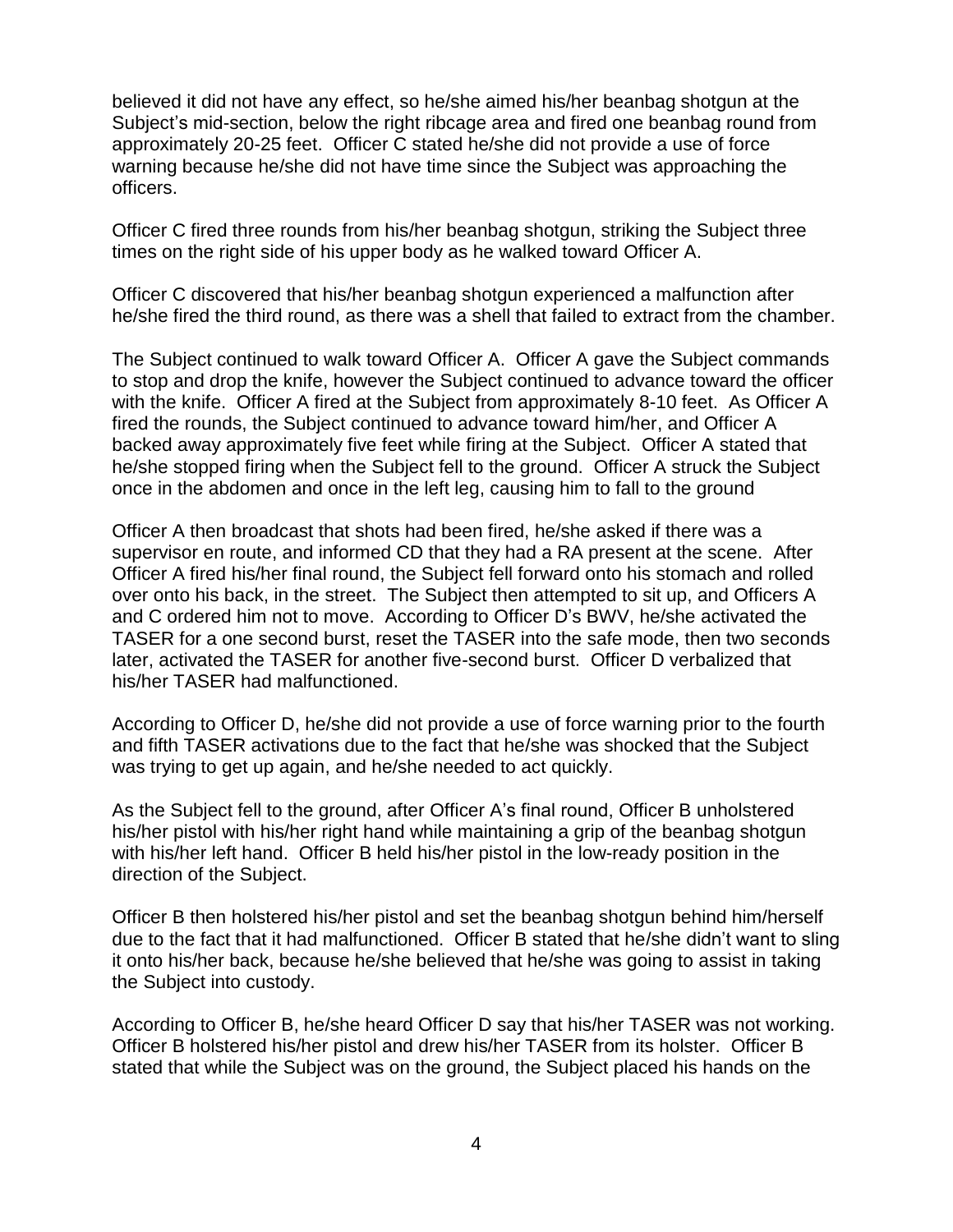believed it did not have any effect, so he/she aimed his/her beanbag shotgun at the Subject's mid-section, below the right ribcage area and fired one beanbag round from approximately 20-25 feet. Officer C stated he/she did not provide a use of force warning because he/she did not have time since the Subject was approaching the officers.

Officer C fired three rounds from his/her beanbag shotgun, striking the Subject three times on the right side of his upper body as he walked toward Officer A.

Officer C discovered that his/her beanbag shotgun experienced a malfunction after he/she fired the third round, as there was a shell that failed to extract from the chamber.

The Subject continued to walk toward Officer A. Officer A gave the Subject commands to stop and drop the knife, however the Subject continued to advance toward the officer with the knife. Officer A fired at the Subject from approximately 8-10 feet. As Officer A fired the rounds, the Subject continued to advance toward him/her, and Officer A backed away approximately five feet while firing at the Subject. Officer A stated that he/she stopped firing when the Subject fell to the ground. Officer A struck the Subject once in the abdomen and once in the left leg, causing him to fall to the ground

Officer A then broadcast that shots had been fired, he/she asked if there was a supervisor en route, and informed CD that they had a RA present at the scene. After Officer A fired his/her final round, the Subject fell forward onto his stomach and rolled over onto his back, in the street. The Subject then attempted to sit up, and Officers A and C ordered him not to move. According to Officer D's BWV, he/she activated the TASER for a one second burst, reset the TASER into the safe mode, then two seconds later, activated the TASER for another five-second burst. Officer D verbalized that his/her TASER had malfunctioned.

According to Officer D, he/she did not provide a use of force warning prior to the fourth and fifth TASER activations due to the fact that he/she was shocked that the Subject was trying to get up again, and he/she needed to act quickly.

As the Subject fell to the ground, after Officer A's final round, Officer B unholstered his/her pistol with his/her right hand while maintaining a grip of the beanbag shotgun with his/her left hand. Officer B held his/her pistol in the low-ready position in the direction of the Subject.

Officer B then holstered his/her pistol and set the beanbag shotgun behind him/herself due to the fact that it had malfunctioned. Officer B stated that he/she didn't want to sling it onto his/her back, because he/she believed that he/she was going to assist in taking the Subject into custody.

According to Officer B, he/she heard Officer D say that his/her TASER was not working. Officer B holstered his/her pistol and drew his/her TASER from its holster. Officer B stated that while the Subject was on the ground, the Subject placed his hands on the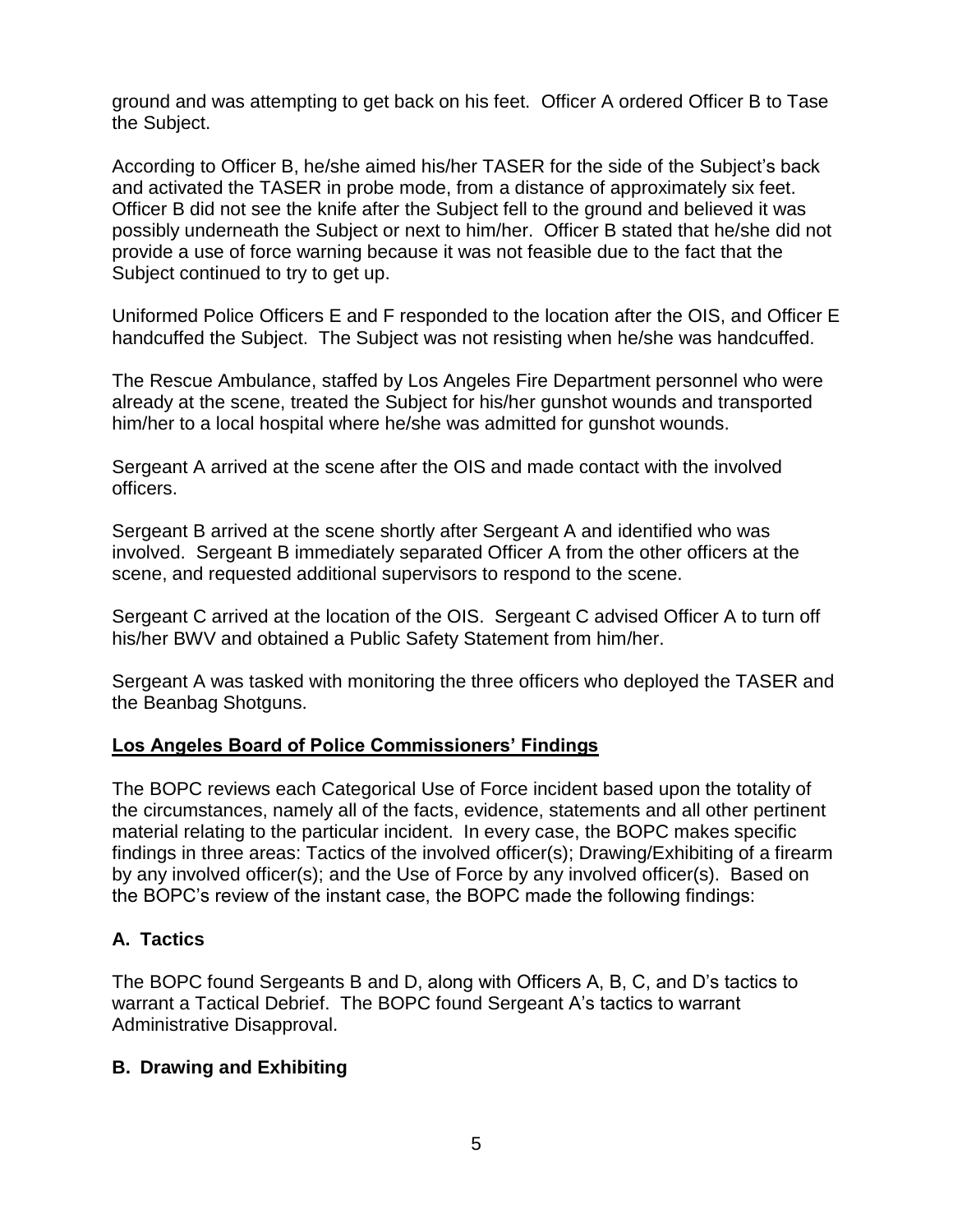ground and was attempting to get back on his feet. Officer A ordered Officer B to Tase the Subject.

According to Officer B, he/she aimed his/her TASER for the side of the Subject's back and activated the TASER in probe mode, from a distance of approximately six feet. Officer B did not see the knife after the Subject fell to the ground and believed it was possibly underneath the Subject or next to him/her. Officer B stated that he/she did not provide a use of force warning because it was not feasible due to the fact that the Subject continued to try to get up.

Uniformed Police Officers E and F responded to the location after the OIS, and Officer E handcuffed the Subject. The Subject was not resisting when he/she was handcuffed.

The Rescue Ambulance, staffed by Los Angeles Fire Department personnel who were already at the scene, treated the Subject for his/her gunshot wounds and transported him/her to a local hospital where he/she was admitted for gunshot wounds.

Sergeant A arrived at the scene after the OIS and made contact with the involved officers.

Sergeant B arrived at the scene shortly after Sergeant A and identified who was involved. Sergeant B immediately separated Officer A from the other officers at the scene, and requested additional supervisors to respond to the scene.

Sergeant C arrived at the location of the OIS. Sergeant C advised Officer A to turn off his/her BWV and obtained a Public Safety Statement from him/her.

Sergeant A was tasked with monitoring the three officers who deployed the TASER and the Beanbag Shotguns.

## Los Angeles Board of Police Commissioners' Findings

The BOPC reviews each Categorical Use of Force incident based upon the totality of the circumstances, namely all of the facts, evidence, statements and all other pertinent material relating to the particular incident. In every case, the BOPC makes specific findings in three areas: Tactics of the involved officer(s); Drawing/Exhibiting of a firearm by any involved officer(s); and the Use of Force by any involved officer(s). Based on the BOPC's review of the instant case, the BOPC made the following findings:

### A. Tactics

The BOPC found Sergeants B and D, along with Officers A, B, C, and D's tactics to warrant a Tactical Debrief. The BOPC found Sergeant A's tactics to warrant Administrative Disapproval.

### B. Drawing and Exhibiting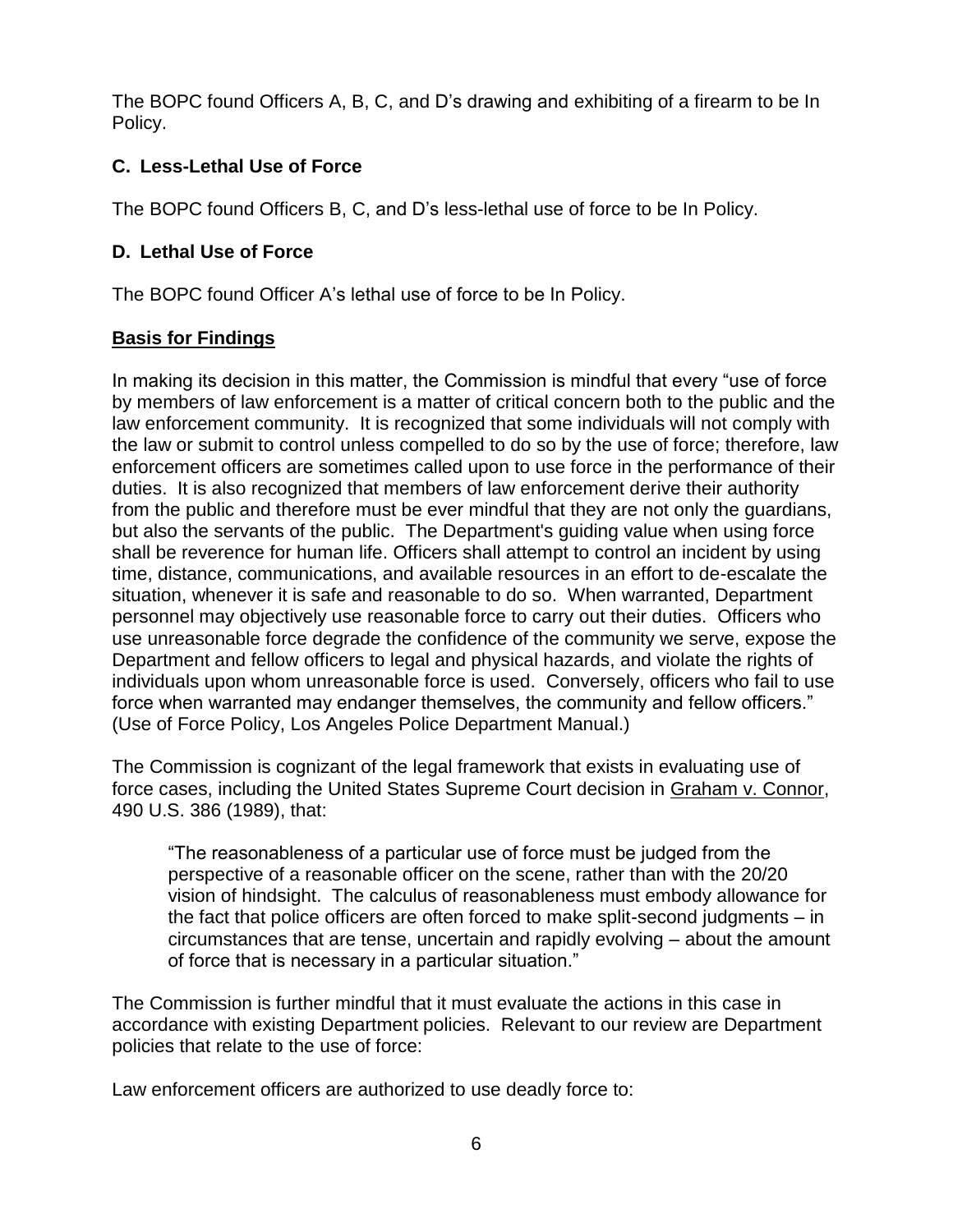The BOPC found Officers A, B, C, and D's drawing and exhibiting of a firearm to be In Policy.

### C. Less-Lethal Use of Force

The BOPC found Officers B, C, and D's less-lethal use of force to be In Policy.

### D. Lethal Use of Force

The BOPC found Officer A's lethal use of force to be In Policy.

## Basis for Findings

In making its decision in this matter, the Commission is mindful that every "use of force by members of law enforcement is a matter of critical concern both to the public and the law enforcement community. It is recognized that some individuals will not comply with the law or submit to control unless compelled to do so by the use of force; therefore, law enforcement officers are sometimes called upon to use force in the performance of their duties. It is also recognized that members of law enforcement derive their authority from the public and therefore must be ever mindful that they are not only the guardians, but also the servants of the public. The Department's guiding value when using force shall be reverence for human life. Officers shall attempt to control an incident by using time, distance, communications, and available resources in an effort to de-escalate the situation, whenever it is safe and reasonable to do so. When warranted, Department personnel may objectively use reasonable force to carry out their duties. Officers who use unreasonable force degrade the confidence of the community we serve, expose the Department and fellow officers to legal and physical hazards, and violate the rights of individuals upon whom unreasonable force is used. Conversely, officers who fail to use force when warranted may endanger themselves, the community and fellow officers." (Use of Force Policy, Los Angeles Police Department Manual.)

The Commission is cognizant of the legal framework that exists in evaluating use of force cases, including the United States Supreme Court decision in Graham v. Connor, 490 U.S. 386 (1989), that:

> "The reasonableness of a particular use of force must be judged from the perspective of a reasonable officer on the scene, rather than with the 20/20 vision of hindsight. The calculus of reasonableness must embody allowance for the fact that police officers are often forced to make split-second judgments – in circumstances that are tense, uncertain and rapidly evolving – about the amount of force that is necessary in a particular situation."

The Commission is further mindful that it must evaluate the actions in this case in accordance with existing Department policies. Relevant to our review are Department policies that relate to the use of force:

Law enforcement officers are authorized to use deadly force to: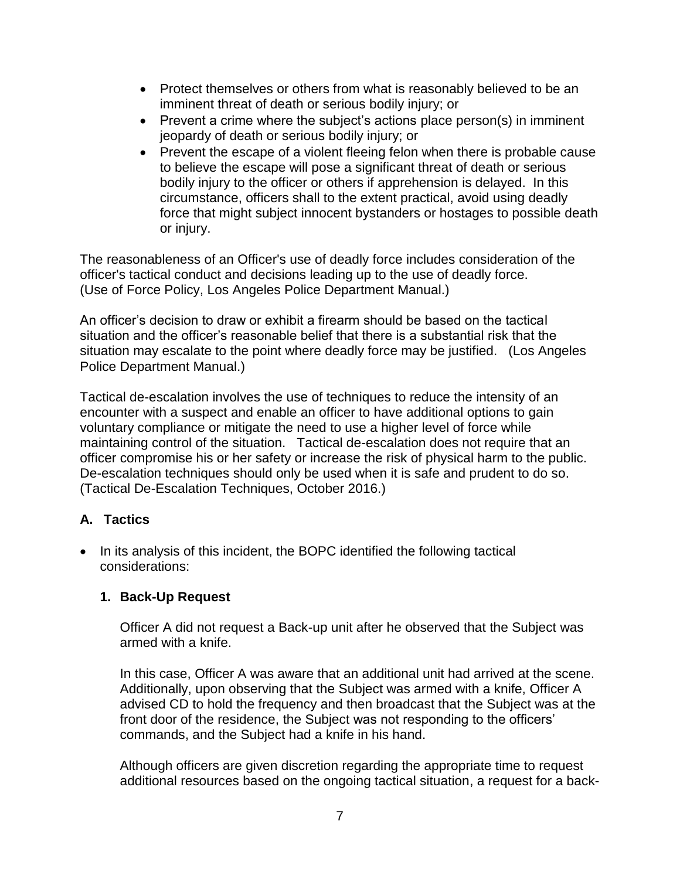- Protect themselves or others from what is reasonably believed to be an imminent threat of death or serious bodily injury; or
- Prevent a crime where the subject's actions place person(s) in imminent jeopardy of death or serious bodily injury; or
- Prevent the escape of a violent fleeing felon when there is probable cause to believe the escape will pose a significant threat of death or serious bodily injury to the officer or others if apprehension is delayed. In this circumstance, officers shall to the extent practical, avoid using deadly force that might subject innocent bystanders or hostages to possible death or injury.

The reasonableness of an Officer's use of deadly force includes consideration of the officer's tactical conduct and decisions leading up to the use of deadly force. (Use of Force Policy, Los Angeles Police Department Manual.)

An officer's decision to draw or exhibit a firearm should be based on the tactical situation and the officer's reasonable belief that there is a substantial risk that the situation may escalate to the point where deadly force may be justified. (Los Angeles Police Department Manual.)

Tactical de-escalation involves the use of techniques to reduce the intensity of an encounter with a suspect and enable an officer to have additional options to gain voluntary compliance or mitigate the need to use a higher level of force while maintaining control of the situation. Tactical de-escalation does not require that an officer compromise his or her safety or increase the risk of physical harm to the public. De-escalation techniques should only be used when it is safe and prudent to do so. (Tactical De-Escalation Techniques, October 2016.)

### A. Tactics

- In its analysis of this incident, the BOPC identified the following tactical considerations:

  **1. Back-Up Request**

  Officer A did not request a Back-up unit after he observed that the Subject was armed with a knife.

  In this case, Officer A was aware that an additional unit had arrived at the scene. Additionally, upon observing that the Subject was armed with a knife, Officer A advised CD to hold the frequency and then broadcast that the Subject was at the front door of the residence, the Subject was not responding to the officers' commands, and the Subject had a knife in his hand.

  Although officers are given discretion regarding the appropriate time to request additional resources based on the ongoing tactical situation, a request for a back-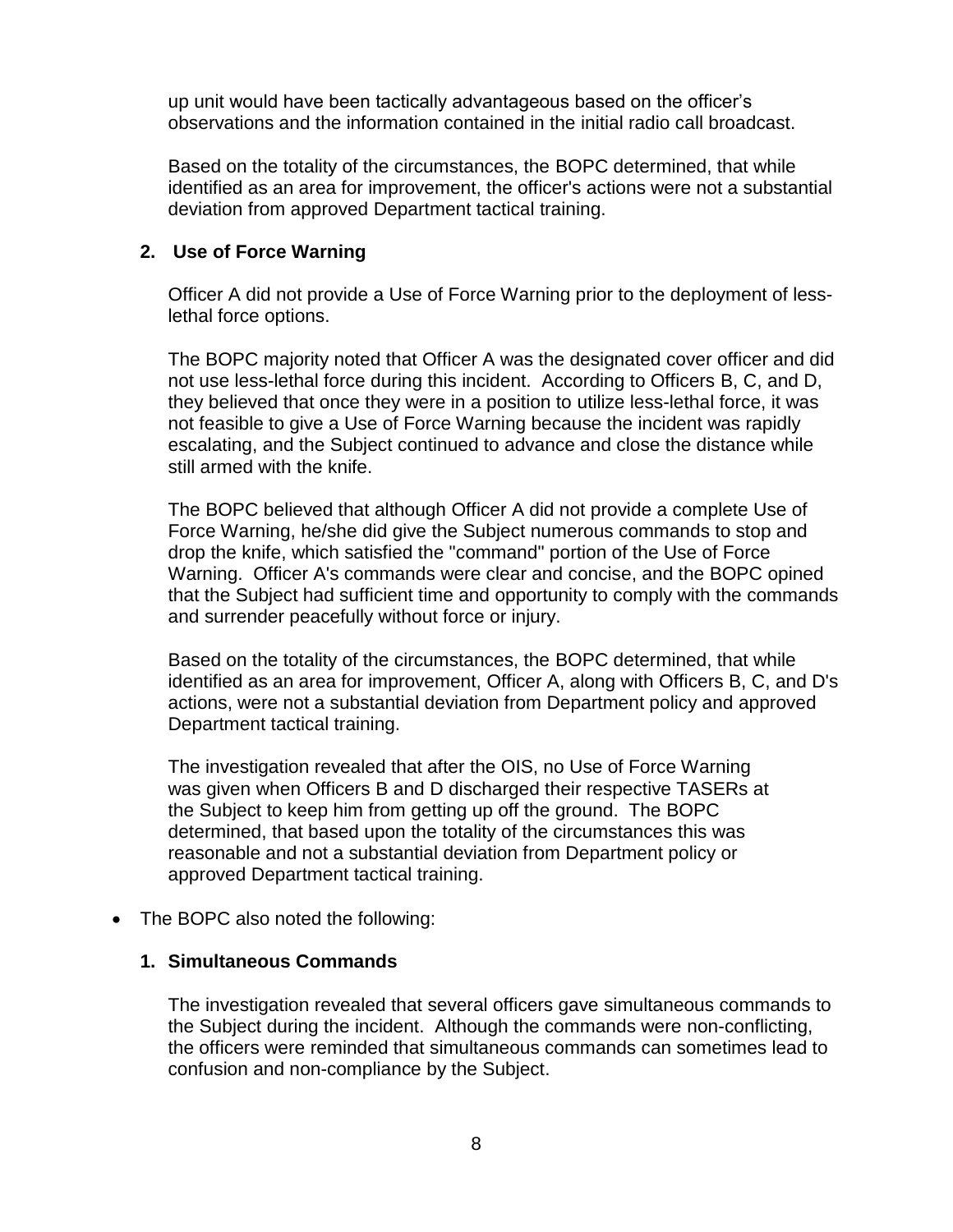up unit would have been tactically advantageous based on the officer's observations and the information contained in the initial radio call broadcast.

Based on the totality of the circumstances, the BOPC determined, that while identified as an area for improvement, the officer's actions were not a substantial deviation from approved Department tactical training.

**2. Use of Force Warning**

Officer A did not provide a Use of Force Warning prior to the deployment of less-lethal force options.

The BOPC majority noted that Officer A was the designated cover officer and did not use less-lethal force during this incident. According to Officers B, C, and D, they believed that once they were in a position to utilize less-lethal force, it was not feasible to give a Use of Force Warning because the incident was rapidly escalating, and the Subject continued to advance and close the distance while still armed with the knife.

The BOPC believed that although Officer A did not provide a complete Use of Force Warning, he/she did give the Subject numerous commands to stop and drop the knife, which satisfied the "command" portion of the Use of Force Warning. Officer A's commands were clear and concise, and the BOPC opined that the Subject had sufficient time and opportunity to comply with the commands and surrender peacefully without force or injury.

Based on the totality of the circumstances, the BOPC determined, that while identified as an area for improvement, Officer A, along with Officers B, C, and D's actions, were not a substantial deviation from Department policy and approved Department tactical training.

The investigation revealed that after the OIS, no Use of Force Warning was given when Officers B and D discharged their respective TASERs at the Subject to keep him from getting up off the ground. The BOPC determined, that based upon the totality of the circumstances this was reasonable and not a substantial deviation from Department policy or approved Department tactical training.

- The BOPC also noted the following:

**1. Simultaneous Commands**

The investigation revealed that several officers gave simultaneous commands to the Subject during the incident. Although the commands were non-conflicting, the officers were reminded that simultaneous commands can sometimes lead to confusion and non-compliance by the Subject.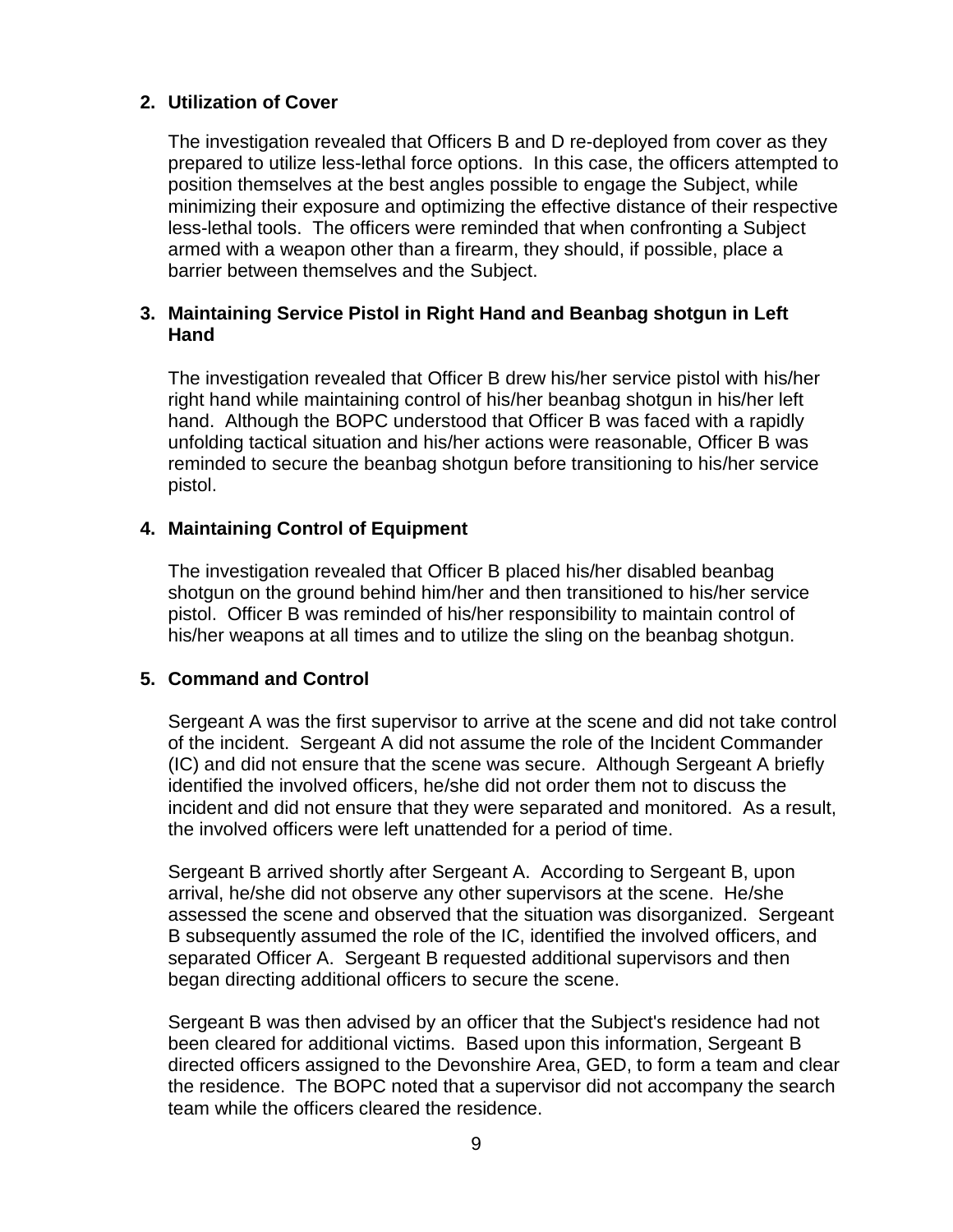**2. Utilization of Cover**

The investigation revealed that Officers B and D re-deployed from cover as they prepared to utilize less-lethal force options. In this case, the officers attempted to position themselves at the best angles possible to engage the Subject, while minimizing their exposure and optimizing the effective distance of their respective less-lethal tools. The officers were reminded that when confronting a Subject armed with a weapon other than a firearm, they should, if possible, place a barrier between themselves and the Subject.

**3. Maintaining Service Pistol in Right Hand and Beanbag shotgun in Left Hand**

The investigation revealed that Officer B drew his/her service pistol with his/her right hand while maintaining control of his/her beanbag shotgun in his/her left hand. Although the BOPC understood that Officer B was faced with a rapidly unfolding tactical situation and his/her actions were reasonable, Officer B was reminded to secure the beanbag shotgun before transitioning to his/her service pistol.

**4. Maintaining Control of Equipment**

The investigation revealed that Officer B placed his/her disabled beanbag shotgun on the ground behind him/her and then transitioned to his/her service pistol. Officer B was reminded of his/her responsibility to maintain control of his/her weapons at all times and to utilize the sling on the beanbag shotgun.

**5. Command and Control**

Sergeant A was the first supervisor to arrive at the scene and did not take control of the incident. Sergeant A did not assume the role of the Incident Commander (IC) and did not ensure that the scene was secure. Although Sergeant A briefly identified the involved officers, he/she did not order them not to discuss the incident and did not ensure that they were separated and monitored. As a result, the involved officers were left unattended for a period of time.

Sergeant B arrived shortly after Sergeant A. According to Sergeant B, upon arrival, he/she did not observe any other supervisors at the scene. He/she assessed the scene and observed that the situation was disorganized. Sergeant B subsequently assumed the role of the IC, identified the involved officers, and separated Officer A. Sergeant B requested additional supervisors and then began directing additional officers to secure the scene.

Sergeant B was then advised by an officer that the Subject's residence had not been cleared for additional victims. Based upon this information, Sergeant B directed officers assigned to the Devonshire Area, GED, to form a team and clear the residence. The BOPC noted that a supervisor did not accompany the search team while the officers cleared the residence.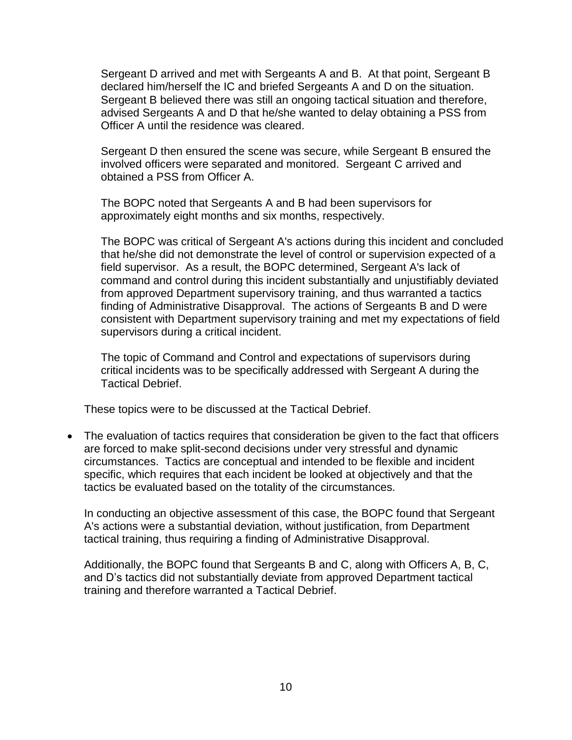Sergeant D arrived and met with Sergeants A and B. At that point, Sergeant B declared him/herself the IC and briefed Sergeants A and D on the situation. Sergeant B believed there was still an ongoing tactical situation and therefore, advised Sergeants A and D that he/she wanted to delay obtaining a PSS from Officer A until the residence was cleared.

Sergeant D then ensured the scene was secure, while Sergeant B ensured the involved officers were separated and monitored. Sergeant C arrived and obtained a PSS from Officer A.

The BOPC noted that Sergeants A and B had been supervisors for approximately eight months and six months, respectively.

The BOPC was critical of Sergeant A's actions during this incident and concluded that he/she did not demonstrate the level of control or supervision expected of a field supervisor. As a result, the BOPC determined, Sergeant A's lack of command and control during this incident substantially and unjustifiably deviated from approved Department supervisory training, and thus warranted a tactics finding of Administrative Disapproval. The actions of Sergeants B and D were consistent with Department supervisory training and met my expectations of field supervisors during a critical incident.

The topic of Command and Control and expectations of supervisors during critical incidents was to be specifically addressed with Sergeant A during the Tactical Debrief.

These topics were to be discussed at the Tactical Debrief.

- The evaluation of tactics requires that consideration be given to the fact that officers are forced to make split-second decisions under very stressful and dynamic circumstances. Tactics are conceptual and intended to be flexible and incident specific, which requires that each incident be looked at objectively and that the tactics be evaluated based on the totality of the circumstances.

  In conducting an objective assessment of this case, the BOPC found that Sergeant A's actions were a substantial deviation, without justification, from Department tactical training, thus requiring a finding of Administrative Disapproval.

  Additionally, the BOPC found that Sergeants B and C, along with Officers A, B, C, and D's tactics did not substantially deviate from approved Department tactical training and therefore warranted a Tactical Debrief.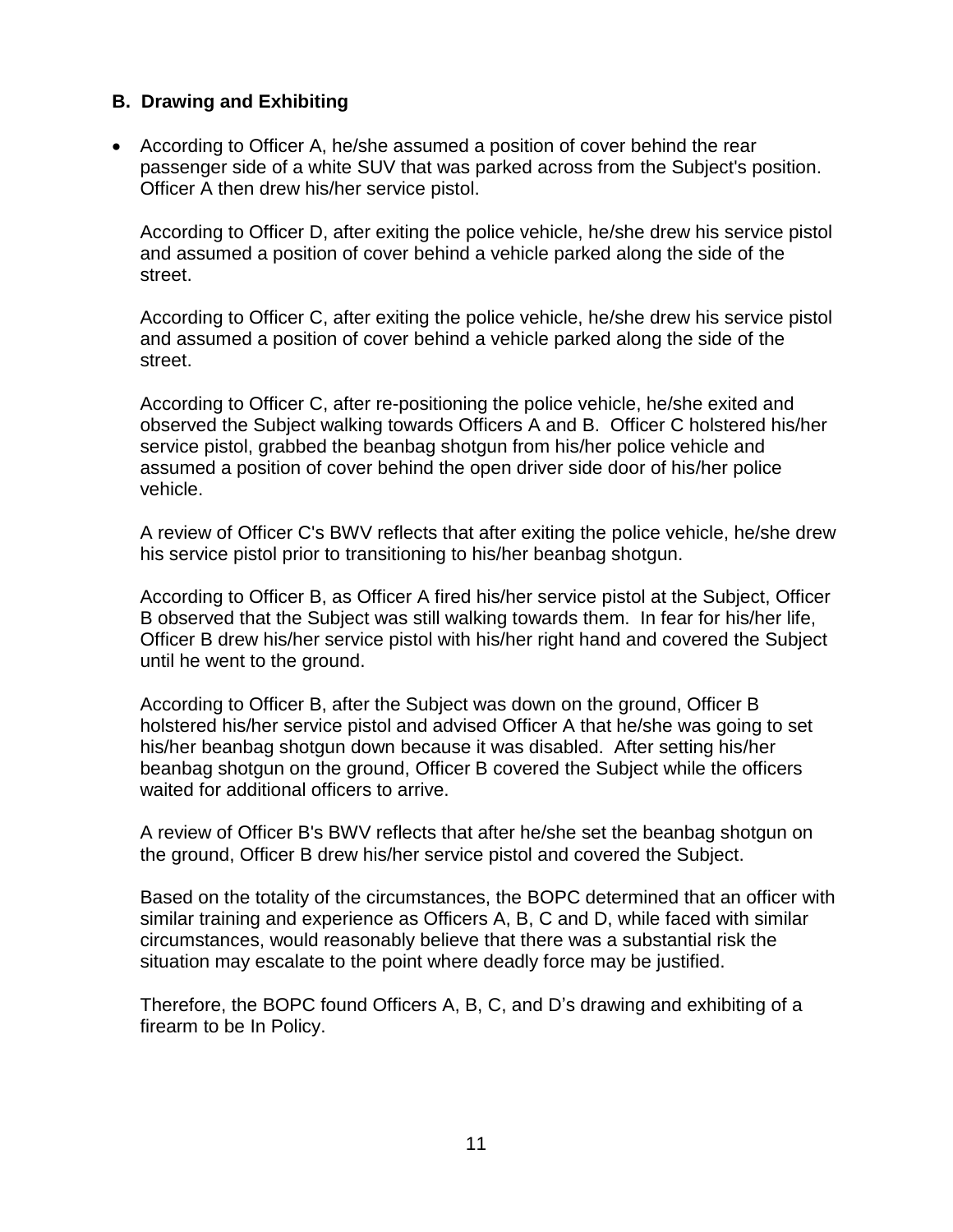### B. Drawing and Exhibiting

- According to Officer A, he/she assumed a position of cover behind the rear passenger side of a white SUV that was parked across from the Subject's position. Officer A then drew his/her service pistol.

  According to Officer D, after exiting the police vehicle, he/she drew his service pistol and assumed a position of cover behind a vehicle parked along the side of the street.

  According to Officer C, after exiting the police vehicle, he/she drew his service pistol and assumed a position of cover behind a vehicle parked along the side of the street.

  According to Officer C, after re-positioning the police vehicle, he/she exited and observed the Subject walking towards Officers A and B. Officer C holstered his/her service pistol, grabbed the beanbag shotgun from his/her police vehicle and assumed a position of cover behind the open driver side door of his/her police vehicle.

  A review of Officer C's BWV reflects that after exiting the police vehicle, he/she drew his service pistol prior to transitioning to his/her beanbag shotgun.

  According to Officer B, as Officer A fired his/her service pistol at the Subject, Officer B observed that the Subject was still walking towards them. In fear for his/her life, Officer B drew his/her service pistol with his/her right hand and covered the Subject until he went to the ground.

  According to Officer B, after the Subject was down on the ground, Officer B holstered his/her service pistol and advised Officer A that he/she was going to set his/her beanbag shotgun down because it was disabled. After setting his/her beanbag shotgun on the ground, Officer B covered the Subject while the officers waited for additional officers to arrive.

  A review of Officer B's BWV reflects that after he/she set the beanbag shotgun on the ground, Officer B drew his/her service pistol and covered the Subject.

  Based on the totality of the circumstances, the BOPC determined that an officer with similar training and experience as Officers A, B, C and D, while faced with similar circumstances, would reasonably believe that there was a substantial risk the situation may escalate to the point where deadly force may be justified.

  Therefore, the BOPC found Officers A, B, C, and D's drawing and exhibiting of a firearm to be In Policy.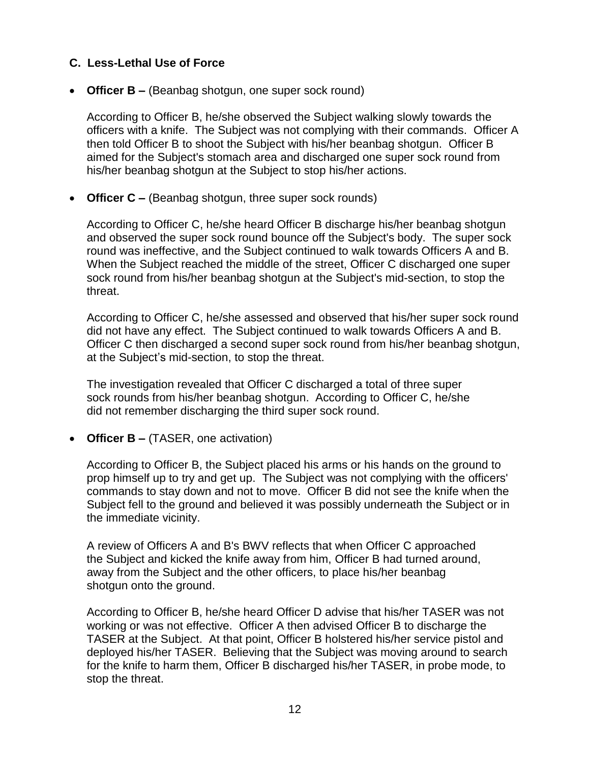### C. Less-Lethal Use of Force

- **Officer B –** (Beanbag shotgun, one super sock round)

  According to Officer B, he/she observed the Subject walking slowly towards the officers with a knife. The Subject was not complying with their commands. Officer A then told Officer B to shoot the Subject with his/her beanbag shotgun. Officer B aimed for the Subject's stomach area and discharged one super sock round from his/her beanbag shotgun at the Subject to stop his/her actions.

- **Officer C –** (Beanbag shotgun, three super sock rounds)

  According to Officer C, he/she heard Officer B discharge his/her beanbag shotgun and observed the super sock round bounce off the Subject's body. The super sock round was ineffective, and the Subject continued to walk towards Officers A and B. When the Subject reached the middle of the street, Officer C discharged one super sock round from his/her beanbag shotgun at the Subject's mid-section, to stop the threat.

  According to Officer C, he/she assessed and observed that his/her super sock round did not have any effect. The Subject continued to walk towards Officers A and B. Officer C then discharged a second super sock round from his/her beanbag shotgun, at the Subject's mid-section, to stop the threat.

  The investigation revealed that Officer C discharged a total of three super sock rounds from his/her beanbag shotgun. According to Officer C, he/she did not remember discharging the third super sock round.

- **Officer B –** (TASER, one activation)

  According to Officer B, the Subject placed his arms or his hands on the ground to prop himself up to try and get up. The Subject was not complying with the officers' commands to stay down and not to move. Officer B did not see the knife when the Subject fell to the ground and believed it was possibly underneath the Subject or in the immediate vicinity.

  A review of Officers A and B's BWV reflects that when Officer C approached the Subject and kicked the knife away from him, Officer B had turned around, away from the Subject and the other officers, to place his/her beanbag shotgun onto the ground.

  According to Officer B, he/she heard Officer D advise that his/her TASER was not working or was not effective. Officer A then advised Officer B to discharge the TASER at the Subject. At that point, Officer B holstered his/her service pistol and deployed his/her TASER. Believing that the Subject was moving around to search for the knife to harm them, Officer B discharged his/her TASER, in probe mode, to stop the threat.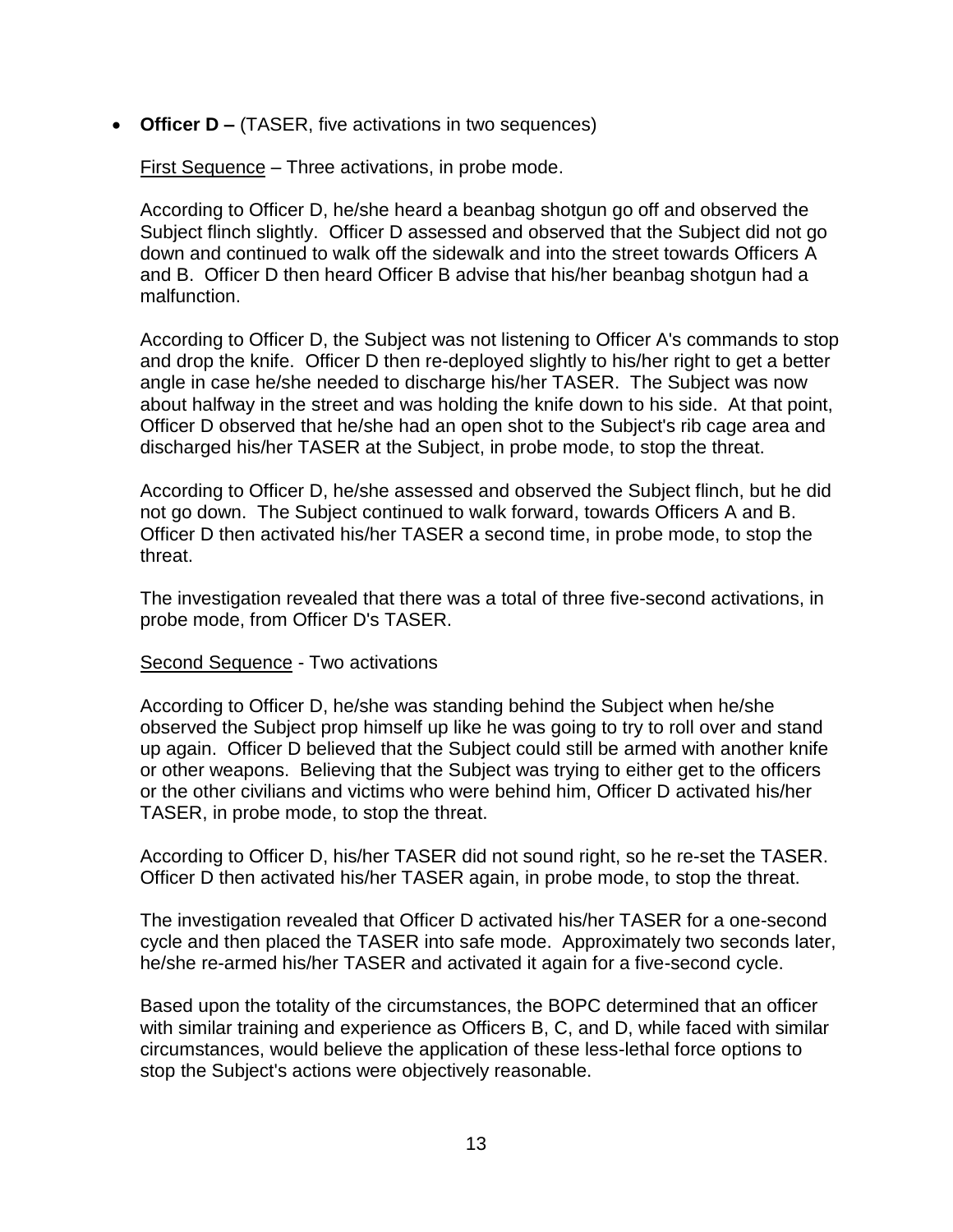- **Officer D –** (TASER, five activations in two sequences)

  First Sequence – Three activations, in probe mode.

  According to Officer D, he/she heard a beanbag shotgun go off and observed the Subject flinch slightly. Officer D assessed and observed that the Subject did not go down and continued to walk off the sidewalk and into the street towards Officers A and B. Officer D then heard Officer B advise that his/her beanbag shotgun had a malfunction.

  According to Officer D, the Subject was not listening to Officer A's commands to stop and drop the knife. Officer D then re-deployed slightly to his/her right to get a better angle in case he/she needed to discharge his/her TASER. The Subject was now about halfway in the street and was holding the knife down to his side. At that point, Officer D observed that he/she had an open shot to the Subject's rib cage area and discharged his/her TASER at the Subject, in probe mode, to stop the threat.

  According to Officer D, he/she assessed and observed the Subject flinch, but he did not go down. The Subject continued to walk forward, towards Officers A and B. Officer D then activated his/her TASER a second time, in probe mode, to stop the threat.

  The investigation revealed that there was a total of three five-second activations, in probe mode, from Officer D's TASER.

  Second Sequence - Two activations

  According to Officer D, he/she was standing behind the Subject when he/she observed the Subject prop himself up like he was going to try to roll over and stand up again. Officer D believed that the Subject could still be armed with another knife or other weapons. Believing that the Subject was trying to either get to the officers or the other civilians and victims who were behind him, Officer D activated his/her TASER, in probe mode, to stop the threat.

  According to Officer D, his/her TASER did not sound right, so he re-set the TASER. Officer D then activated his/her TASER again, in probe mode, to stop the threat.

  The investigation revealed that Officer D activated his/her TASER for a one-second cycle and then placed the TASER into safe mode. Approximately two seconds later, he/she re-armed his/her TASER and activated it again for a five-second cycle.

  Based upon the totality of the circumstances, the BOPC determined that an officer with similar training and experience as Officers B, C, and D, while faced with similar circumstances, would believe the application of these less-lethal force options to stop the Subject's actions were objectively reasonable.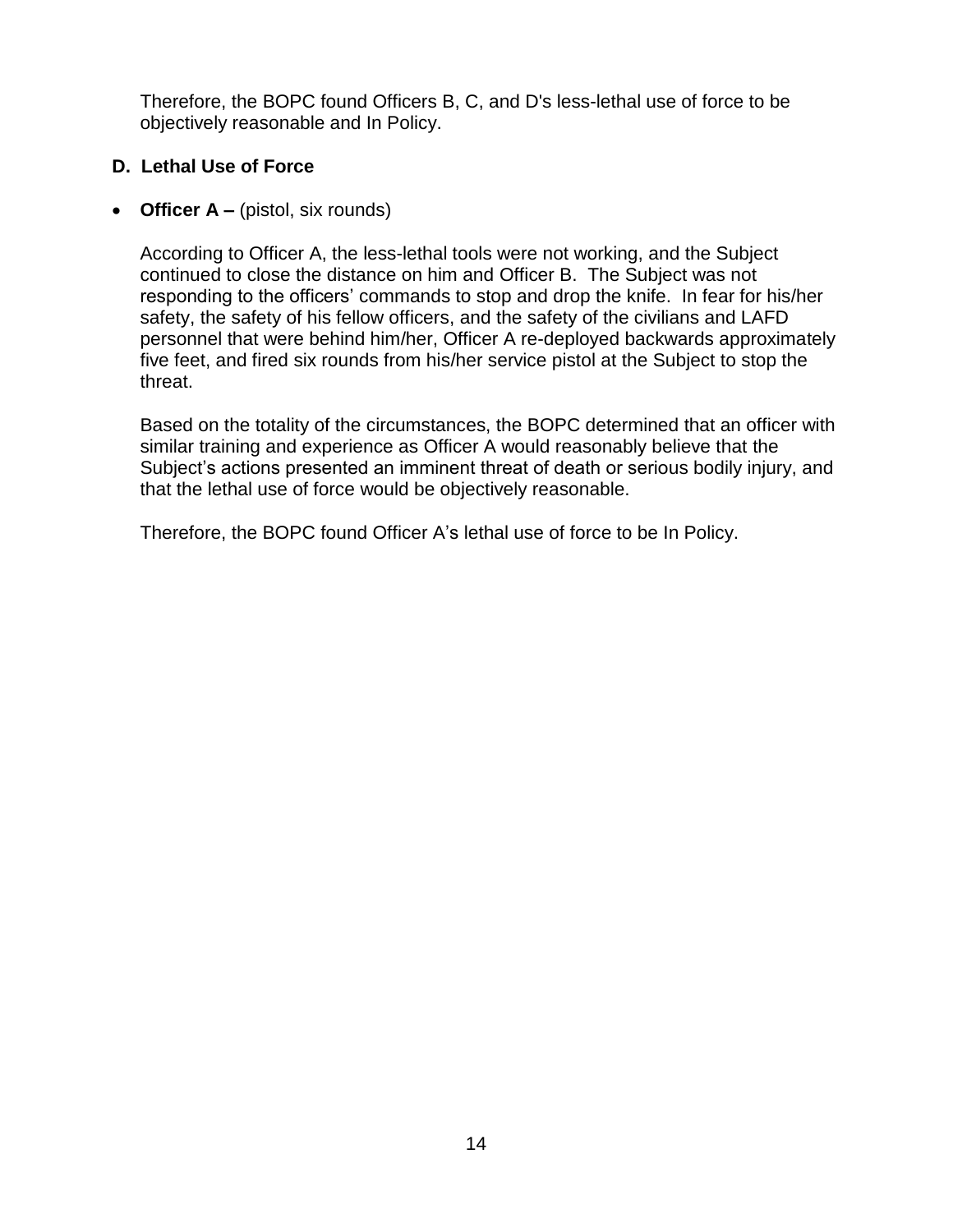Therefore, the BOPC found Officers B, C, and D's less-lethal use of force to be objectively reasonable and In Policy.

### D. Lethal Use of Force

- **Officer A –** (pistol, six rounds)

  According to Officer A, the less-lethal tools were not working, and the Subject continued to close the distance on him and Officer B. The Subject was not responding to the officers' commands to stop and drop the knife. In fear for his/her safety, the safety of his fellow officers, and the safety of the civilians and LAFD personnel that were behind him/her, Officer A re-deployed backwards approximately five feet, and fired six rounds from his/her service pistol at the Subject to stop the threat.

  Based on the totality of the circumstances, the BOPC determined that an officer with similar training and experience as Officer A would reasonably believe that the Subject's actions presented an imminent threat of death or serious bodily injury, and that the lethal use of force would be objectively reasonable.

  Therefore, the BOPC found Officer A's lethal use of force to be In Policy.